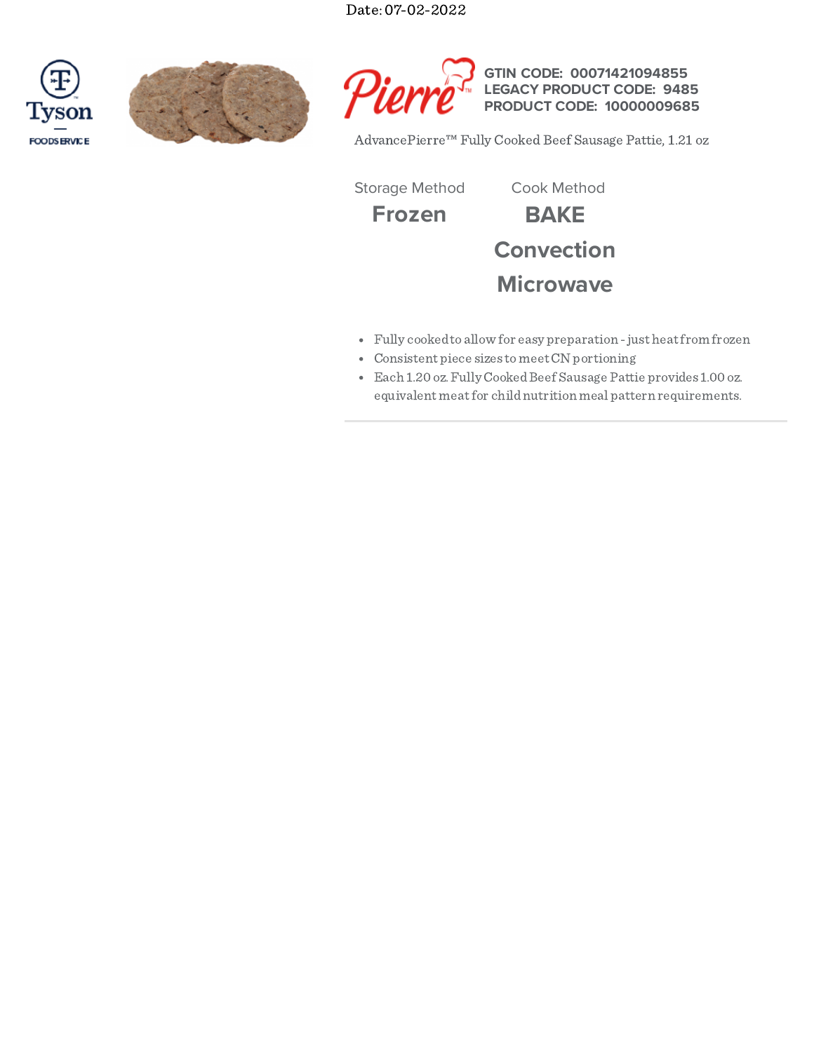Date: 07-02-2022

**GTIN CODE: 00071421094855**
**LEGACY PRODUCT CODE: 9485**
**PRODUCT CODE: 10000009685**

AdvancePierre™ Fully Cooked Beef Sausage Pattie, 1.21 oz

| Storage Method | Cook Method |
| --- | --- |
| **Frozen** | **BAKE** |
| | **Convection** |
| | **Microwave** |

- Fully cooked to allow for easy preparation - just heat from frozen
- Consistent piece sizes to meet CN portioning
- Each 1.20 oz. Fully Cooked Beef Sausage Pattie provides 1.00 oz. equivalent meat for child nutrition meal pattern requirements.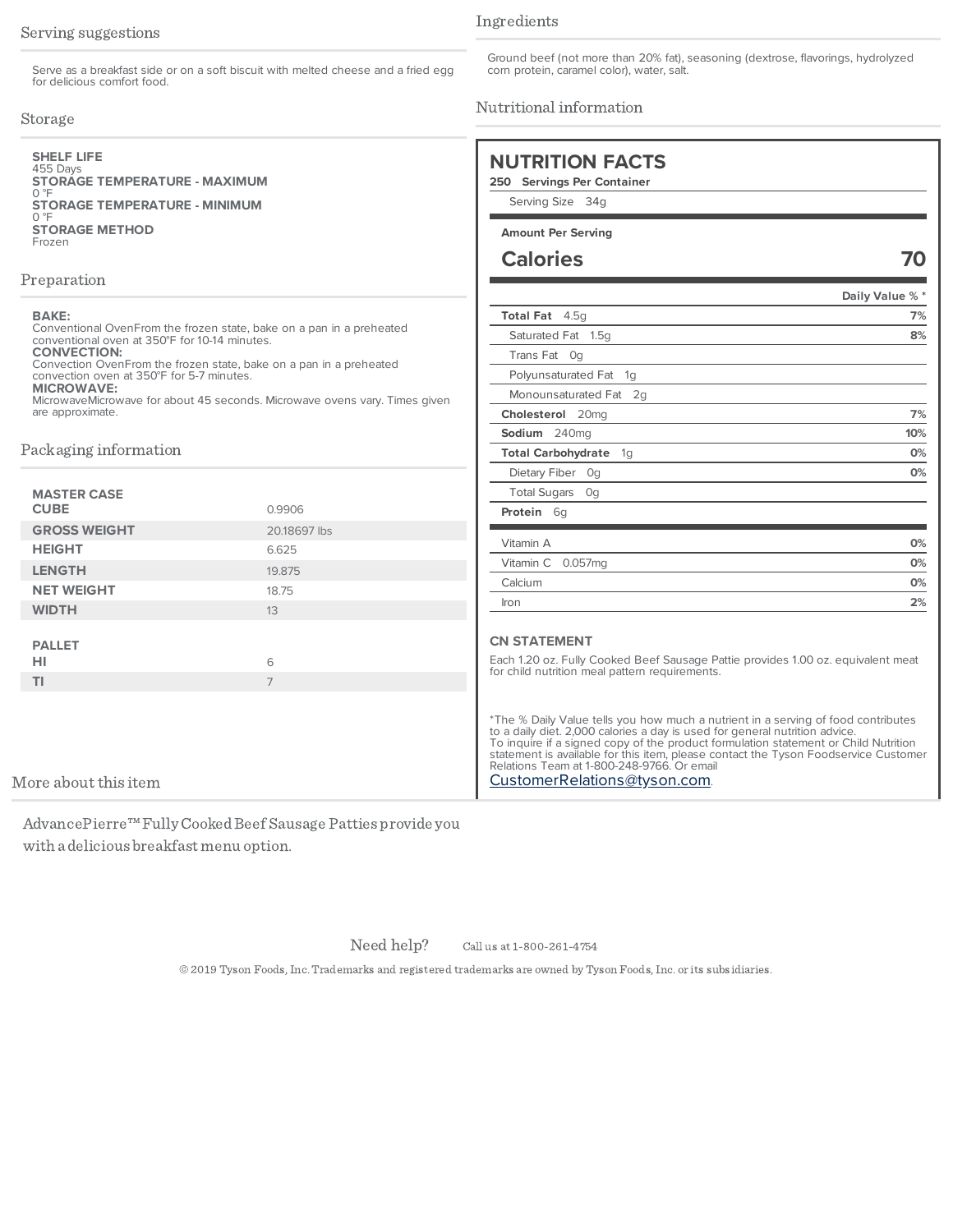## Serving suggestions

Serve as a breakfast side or on a soft biscuit with melted cheese and a fried egg for delicious comfort food.

## Storage

**SHELF LIFE**
455 Days
**STORAGE TEMPERATURE - MAXIMUM**
0 °F
**STORAGE TEMPERATURE - MINIMUM**
0 °F
**STORAGE METHOD**
Frozen

## Preparation

**BAKE:**
Conventional OvenFrom the frozen state, bake on a pan in a preheated conventional oven at 350°F for 10-14 minutes.
**CONVECTION:**
Convection OvenFrom the frozen state, bake on a pan in a preheated convection oven at 350°F for 5-7 minutes.
**MICROWAVE:**
MicrowaveMicrowave for about 45 seconds. Microwave ovens vary. Times given are approximate.

## Packaging information

| | |
|---|---|
| **MASTER CASE** | |
| **CUBE** | 0.9906 |
| **GROSS WEIGHT** | 20.18697 lbs |
| **HEIGHT** | 6.625 |
| **LENGTH** | 19.875 |
| **NET WEIGHT** | 18.75 |
| **WIDTH** | 13 |
| **PALLET** | |
| **HI** | 6 |
| **TI** | 7 |

## Ingredients

Ground beef (not more than 20% fat), seasoning (dextrose, flavorings, hydrolyzed corn protein, caramel color), water, salt.

## Nutritional information

### NUTRITION FACTS

**250 Servings Per Container**
Serving Size 34g

**Amount Per Serving**
**Calories** 70

| | Daily Value % * |
|---|---|
| **Total Fat** 4.5g | 7% |
| Saturated Fat 1.5g | 8% |
| Trans Fat 0g | |
| Polyunsaturated Fat 1g | |
| Monounsaturated Fat 2g | |
| **Cholesterol** 20mg | 7% |
| **Sodium** 240mg | 10% |
| **Total Carbohydrate** 1g | 0% |
| Dietary Fiber 0g | 0% |
| Total Sugars 0g | |
| **Protein** 6g | |
| Vitamin A | 0% |
| Vitamin C 0.057mg | 0% |
| Calcium | 0% |
| Iron | 2% |

**CN STATEMENT**

Each 1.20 oz. Fully Cooked Beef Sausage Pattie provides 1.00 oz. equivalent meat for child nutrition meal pattern requirements.

*The % Daily Value tells you how much a nutrient in a serving of food contributes to a daily diet. 2,000 calories a day is used for general nutrition advice.
To inquire if a signed copy of the product formulation statement or Child Nutrition statement is available for this item, please contact the Tyson Foodservice Customer Relations Team at 1-800-248-9766. Or email CustomerRelations@tyson.com.

## More about this item

AdvancePierre™ Fully Cooked Beef Sausage Patties provide you with a delicious breakfast menu option.

Need help? Call us at 1-800-261-4754

© 2019 Tyson Foods, Inc. Trademarks and registered trademarks are owned by Tyson Foods, Inc. or its subsidiaries.